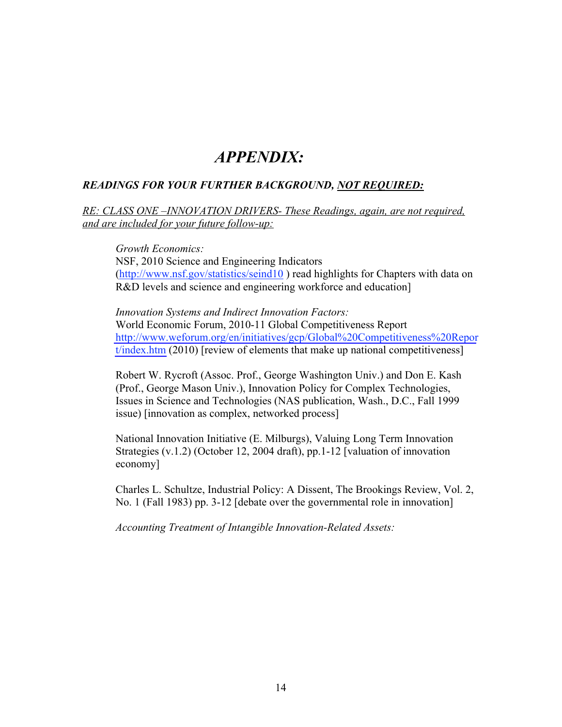# *APPENDIX:*

***READINGS FOR YOUR FURTHER BACKGROUND, <u>NOT REQUIRED:</u>***

*<u>RE: CLASS ONE –INNOVATION DRIVERS- These Readings, again, are not required, and are included for your future follow-up:</u>*

*Growth Economics:*
NSF, 2010 Science and Engineering Indicators (http://www.nsf.gov/statistics/seind10 ) read highlights for Chapters with data on R&D levels and science and engineering workforce and education]

*Innovation Systems and Indirect Innovation Factors:*
World Economic Forum, 2010-11 Global Competitiveness Report http://www.weforum.org/en/initiatives/gcp/Global%20Competitiveness%20Report/index.htm (2010) [review of elements that make up national competitiveness]

Robert W. Rycroft (Assoc. Prof., George Washington Univ.) and Don E. Kash (Prof., George Mason Univ.), Innovation Policy for Complex Technologies, Issues in Science and Technologies (NAS publication, Wash., D.C., Fall 1999 issue) [innovation as complex, networked process]

National Innovation Initiative (E. Milburgs), Valuing Long Term Innovation Strategies (v.1.2) (October 12, 2004 draft), pp.1-12 [valuation of innovation economy]

Charles L. Schultze, Industrial Policy: A Dissent, The Brookings Review, Vol. 2, No. 1 (Fall 1983) pp. 3-12 [debate over the governmental role in innovation]

*Accounting Treatment of Intangible Innovation-Related Assets:*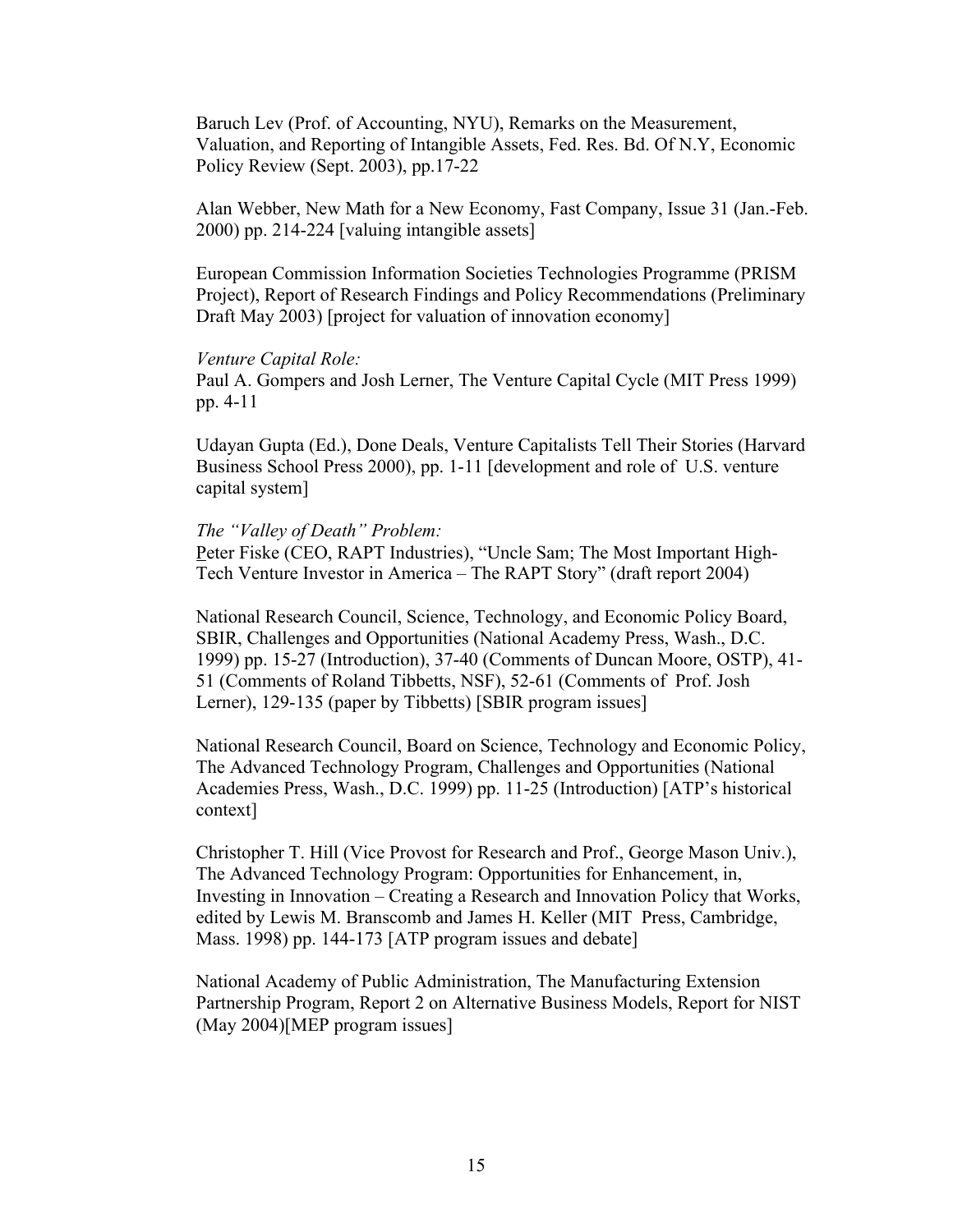Baruch Lev (Prof. of Accounting, NYU), Remarks on the Measurement, Valuation, and Reporting of Intangible Assets, Fed. Res. Bd. Of N.Y, Economic Policy Review (Sept. 2003), pp.17-22

Alan Webber, New Math for a New Economy, Fast Company, Issue 31 (Jan.-Feb. 2000) pp. 214-224 [valuing intangible assets]

European Commission Information Societies Technologies Programme (PRISM Project), Report of Research Findings and Policy Recommendations (Preliminary Draft May 2003) [project for valuation of innovation economy]

*Venture Capital Role:*
Paul A. Gompers and Josh Lerner, The Venture Capital Cycle (MIT Press 1999) pp. 4-11

Udayan Gupta (Ed.), Done Deals, Venture Capitalists Tell Their Stories (Harvard Business School Press 2000), pp. 1-11 [development and role of U.S. venture capital system]

*The "Valley of Death" Problem:*
Peter Fiske (CEO, RAPT Industries), "Uncle Sam; The Most Important High-Tech Venture Investor in America – The RAPT Story" (draft report 2004)

National Research Council, Science, Technology, and Economic Policy Board, SBIR, Challenges and Opportunities (National Academy Press, Wash., D.C. 1999) pp. 15-27 (Introduction), 37-40 (Comments of Duncan Moore, OSTP), 41-51 (Comments of Roland Tibbetts, NSF), 52-61 (Comments of Prof. Josh Lerner), 129-135 (paper by Tibbetts) [SBIR program issues]

National Research Council, Board on Science, Technology and Economic Policy, The Advanced Technology Program, Challenges and Opportunities (National Academies Press, Wash., D.C. 1999) pp. 11-25 (Introduction) [ATP's historical context]

Christopher T. Hill (Vice Provost for Research and Prof., George Mason Univ.), The Advanced Technology Program: Opportunities for Enhancement, in, Investing in Innovation – Creating a Research and Innovation Policy that Works, edited by Lewis M. Branscomb and James H. Keller (MIT Press, Cambridge, Mass. 1998) pp. 144-173 [ATP program issues and debate]

National Academy of Public Administration, The Manufacturing Extension Partnership Program, Report 2 on Alternative Business Models, Report for NIST (May 2004)[MEP program issues]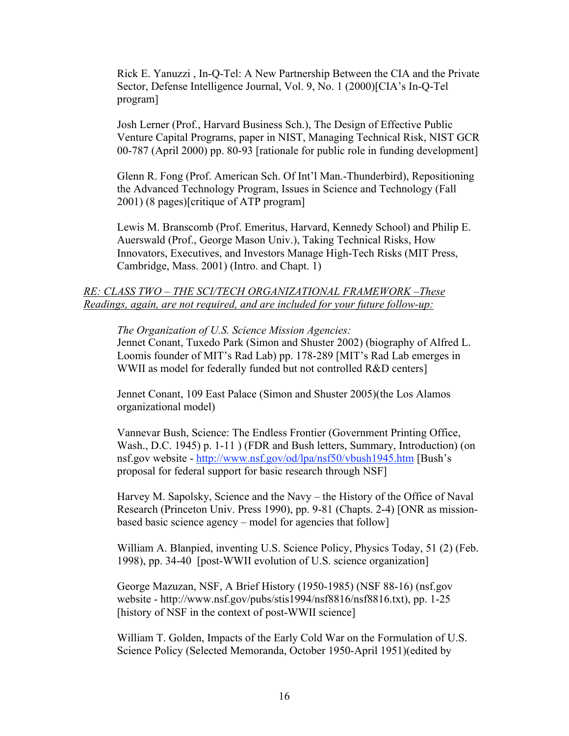Rick E. Yanuzzi , In-Q-Tel: A New Partnership Between the CIA and the Private Sector, Defense Intelligence Journal, Vol. 9, No. 1 (2000)[CIA's In-Q-Tel program]

Josh Lerner (Prof., Harvard Business Sch.), The Design of Effective Public Venture Capital Programs, paper in NIST, Managing Technical Risk, NIST GCR 00-787 (April 2000) pp. 80-93 [rationale for public role in funding development]

Glenn R. Fong (Prof. American Sch. Of Int'l Man.-Thunderbird), Repositioning the Advanced Technology Program, Issues in Science and Technology (Fall 2001) (8 pages)[critique of ATP program]

Lewis M. Branscomb (Prof. Emeritus, Harvard, Kennedy School) and Philip E. Auerswald (Prof., George Mason Univ.), Taking Technical Risks, How Innovators, Executives, and Investors Manage High-Tech Risks (MIT Press, Cambridge, Mass. 2001) (Intro. and Chapt. 1)

*RE: CLASS TWO – THE SCI/TECH ORGANIZATIONAL FRAMEWORK –These Readings, again, are not required, and are included for your future follow-up:*

*The Organization of U.S. Science Mission Agencies:*
Jennet Conant, Tuxedo Park (Simon and Shuster 2002) (biography of Alfred L. Loomis founder of MIT's Rad Lab) pp. 178-289 [MIT's Rad Lab emerges in WWII as model for federally funded but not controlled R&D centers]

Jennet Conant, 109 East Palace (Simon and Shuster 2005)(the Los Alamos organizational model)

Vannevar Bush, Science: The Endless Frontier (Government Printing Office, Wash., D.C. 1945) p. 1-11 ) (FDR and Bush letters, Summary, Introduction) (on nsf.gov website - http://www.nsf.gov/od/lpa/nsf50/vbush1945.htm [Bush's proposal for federal support for basic research through NSF]

Harvey M. Sapolsky, Science and the Navy – the History of the Office of Naval Research (Princeton Univ. Press 1990), pp. 9-81 (Chapts. 2-4) [ONR as mission-based basic science agency – model for agencies that follow]

William A. Blanpied, inventing U.S. Science Policy, Physics Today, 51 (2) (Feb. 1998), pp. 34-40 [post-WWII evolution of U.S. science organization]

George Mazuzan, NSF, A Brief History (1950-1985) (NSF 88-16) (nsf.gov website - http://www.nsf.gov/pubs/stis1994/nsf8816/nsf8816.txt), pp. 1-25 [history of NSF in the context of post-WWII science]

William T. Golden, Impacts of the Early Cold War on the Formulation of U.S. Science Policy (Selected Memoranda, October 1950-April 1951)(edited by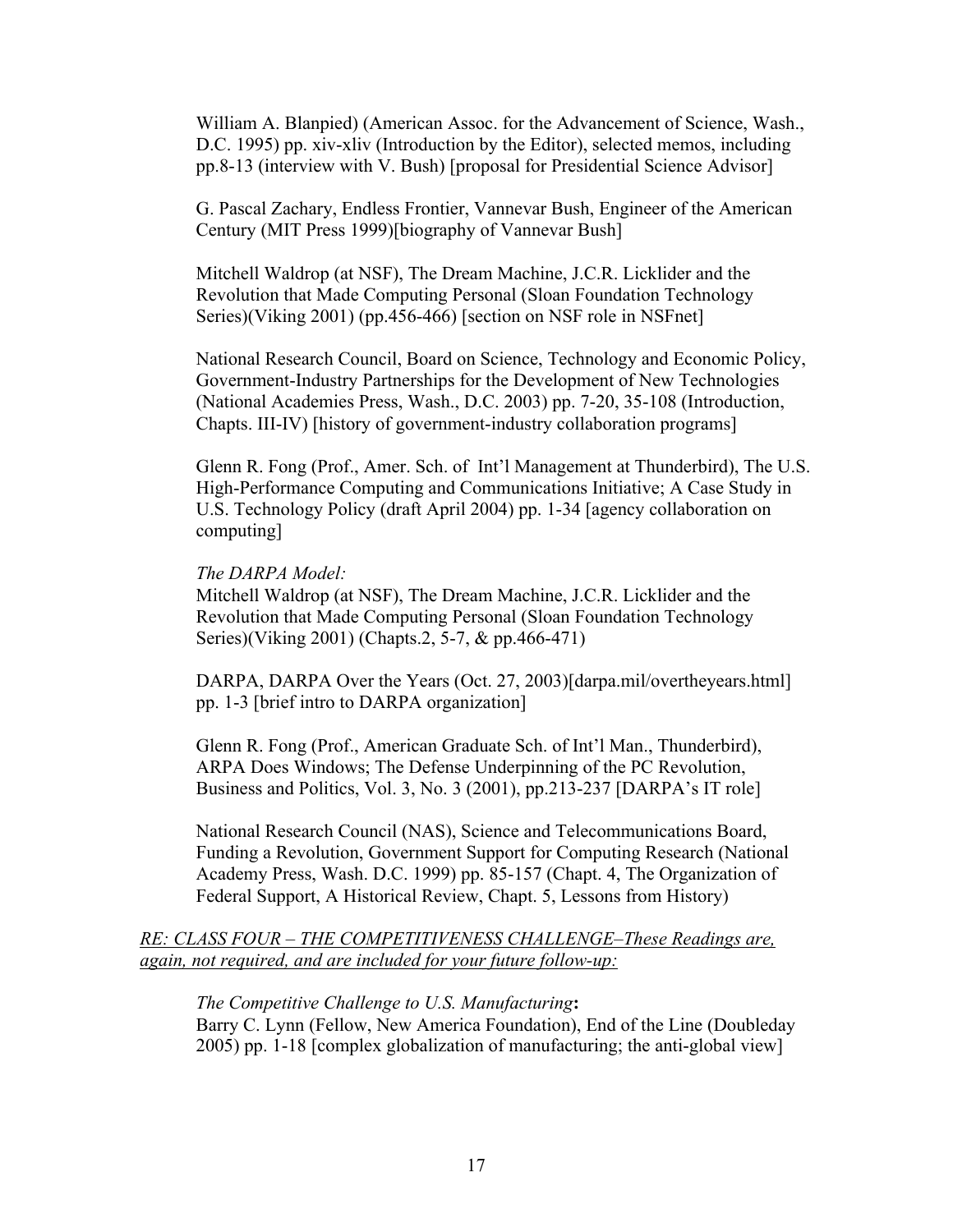William A. Blanpied) (American Assoc. for the Advancement of Science, Wash., D.C. 1995) pp. xiv-xliv (Introduction by the Editor), selected memos, including pp.8-13 (interview with V. Bush) [proposal for Presidential Science Advisor]

G. Pascal Zachary, Endless Frontier, Vannevar Bush, Engineer of the American Century (MIT Press 1999)[biography of Vannevar Bush]

Mitchell Waldrop (at NSF), The Dream Machine, J.C.R. Licklider and the Revolution that Made Computing Personal (Sloan Foundation Technology Series)(Viking 2001) (pp.456-466) [section on NSF role in NSFnet]

National Research Council, Board on Science, Technology and Economic Policy, Government-Industry Partnerships for the Development of New Technologies (National Academies Press, Wash., D.C. 2003) pp. 7-20, 35-108 (Introduction, Chapts. III-IV) [history of government-industry collaboration programs]

Glenn R. Fong (Prof., Amer. Sch. of Int'l Management at Thunderbird), The U.S. High-Performance Computing and Communications Initiative; A Case Study in U.S. Technology Policy (draft April 2004) pp. 1-34 [agency collaboration on computing]

*The DARPA Model:*
Mitchell Waldrop (at NSF), The Dream Machine, J.C.R. Licklider and the Revolution that Made Computing Personal (Sloan Foundation Technology Series)(Viking 2001) (Chapts.2, 5-7, & pp.466-471)

DARPA, DARPA Over the Years (Oct. 27, 2003)[darpa.mil/overtheyears.html] pp. 1-3 [brief intro to DARPA organization]

Glenn R. Fong (Prof., American Graduate Sch. of Int'l Man., Thunderbird), ARPA Does Windows; The Defense Underpinning of the PC Revolution, Business and Politics, Vol. 3, No. 3 (2001), pp.213-237 [DARPA's IT role]

National Research Council (NAS), Science and Telecommunications Board, Funding a Revolution, Government Support for Computing Research (National Academy Press, Wash. D.C. 1999) pp. 85-157 (Chapt. 4, The Organization of Federal Support, A Historical Review, Chapt. 5, Lessons from History)

*RE: CLASS FOUR – THE COMPETITIVENESS CHALLENGE–These Readings are, again, not required, and are included for your future follow-up:*

*The Competitive Challenge to U.S. Manufacturing***:**
Barry C. Lynn (Fellow, New America Foundation), End of the Line (Doubleday 2005) pp. 1-18 [complex globalization of manufacturing; the anti-global view]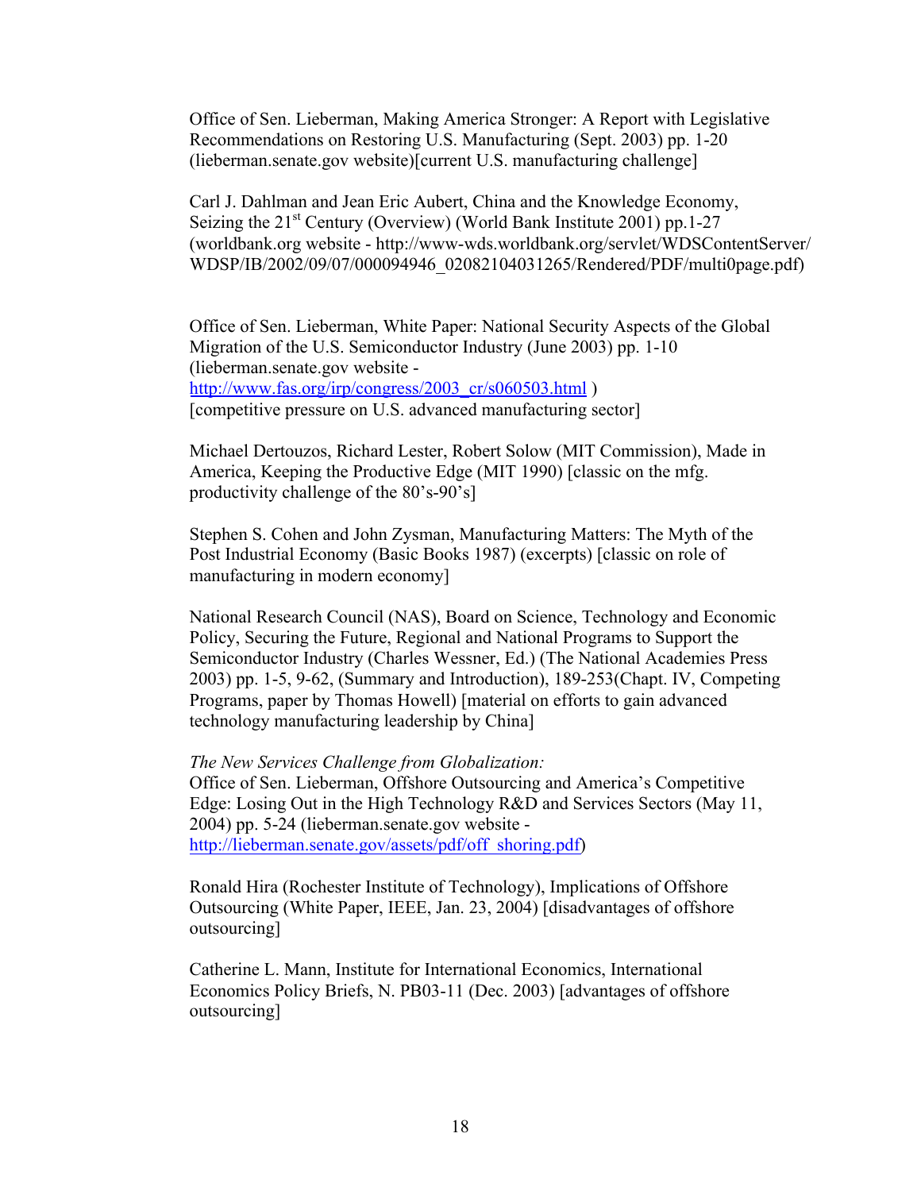Office of Sen. Lieberman, Making America Stronger: A Report with Legislative Recommendations on Restoring U.S. Manufacturing (Sept. 2003) pp. 1-20 (lieberman.senate.gov website)[current U.S. manufacturing challenge]

Carl J. Dahlman and Jean Eric Aubert, China and the Knowledge Economy, Seizing the 21st Century (Overview) (World Bank Institute 2001) pp.1-27 (worldbank.org website - http://www-wds.worldbank.org/servlet/WDSContentServer/WDSP/IB/2002/09/07/000094946_02082104031265/Rendered/PDF/multi0page.pdf)

Office of Sen. Lieberman, White Paper: National Security Aspects of the Global Migration of the U.S. Semiconductor Industry (June 2003) pp. 1-10 (lieberman.senate.gov website - http://www.fas.org/irp/congress/2003_cr/s060503.html ) [competitive pressure on U.S. advanced manufacturing sector]

Michael Dertouzos, Richard Lester, Robert Solow (MIT Commission), Made in America, Keeping the Productive Edge (MIT 1990) [classic on the mfg. productivity challenge of the 80's-90's]

Stephen S. Cohen and John Zysman, Manufacturing Matters: The Myth of the Post Industrial Economy (Basic Books 1987) (excerpts) [classic on role of manufacturing in modern economy]

National Research Council (NAS), Board on Science, Technology and Economic Policy, Securing the Future, Regional and National Programs to Support the Semiconductor Industry (Charles Wessner, Ed.) (The National Academies Press 2003) pp. 1-5, 9-62, (Summary and Introduction), 189-253(Chapt. IV, Competing Programs, paper by Thomas Howell) [material on efforts to gain advanced technology manufacturing leadership by China]

*The New Services Challenge from Globalization:*

Office of Sen. Lieberman, Offshore Outsourcing and America's Competitive Edge: Losing Out in the High Technology R&D and Services Sectors (May 11, 2004) pp. 5-24 (lieberman.senate.gov website - http://lieberman.senate.gov/assets/pdf/off_shoring.pdf)

Ronald Hira (Rochester Institute of Technology), Implications of Offshore Outsourcing (White Paper, IEEE, Jan. 23, 2004) [disadvantages of offshore outsourcing]

Catherine L. Mann, Institute for International Economics, International Economics Policy Briefs, N. PB03-11 (Dec. 2003) [advantages of offshore outsourcing]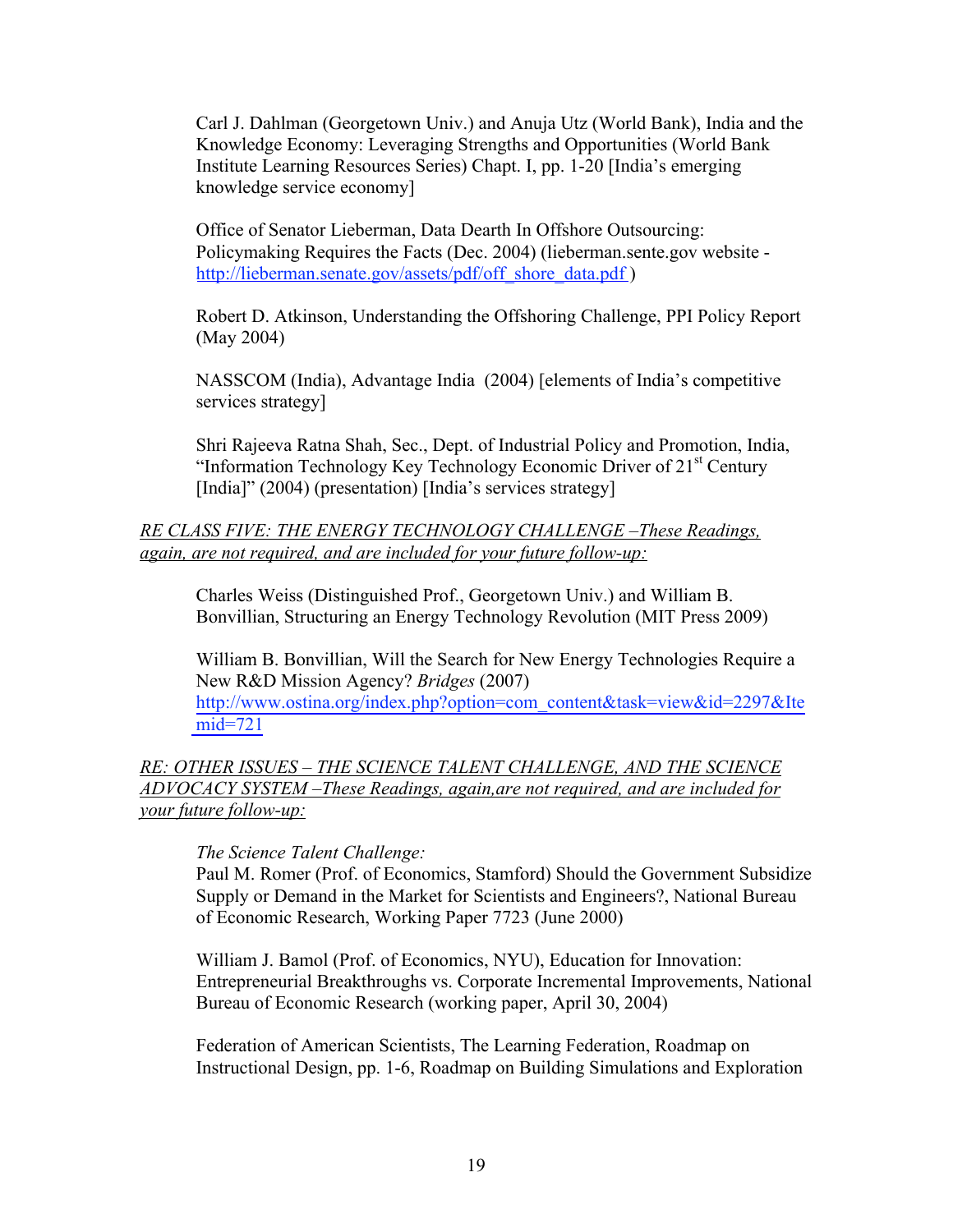Carl J. Dahlman (Georgetown Univ.) and Anuja Utz (World Bank), India and the Knowledge Economy: Leveraging Strengths and Opportunities (World Bank Institute Learning Resources Series) Chapt. I, pp. 1-20 [India's emerging knowledge service economy]

Office of Senator Lieberman, Data Dearth In Offshore Outsourcing: Policymaking Requires the Facts (Dec. 2004) (lieberman.sente.gov website - http://lieberman.senate.gov/assets/pdf/off_shore_data.pdf )

Robert D. Atkinson, Understanding the Offshoring Challenge, PPI Policy Report (May 2004)

NASSCOM (India), Advantage India (2004) [elements of India's competitive services strategy]

Shri Rajeeva Ratna Shah, Sec., Dept. of Industrial Policy and Promotion, India, "Information Technology Key Technology Economic Driver of 21st Century [India]" (2004) (presentation) [India's services strategy]

*RE CLASS FIVE: THE ENERGY TECHNOLOGY CHALLENGE –These Readings, again, are not required, and are included for your future follow-up:*

Charles Weiss (Distinguished Prof., Georgetown Univ.) and William B. Bonvillian, Structuring an Energy Technology Revolution (MIT Press 2009)

William B. Bonvillian, Will the Search for New Energy Technologies Require a New R&D Mission Agency? *Bridges* (2007) http://www.ostina.org/index.php?option=com_content&task=view&id=2297&Itemid=721

*RE: OTHER ISSUES – THE SCIENCE TALENT CHALLENGE, AND THE SCIENCE ADVOCACY SYSTEM –These Readings, again,are not required, and are included for your future follow-up:*

*The Science Talent Challenge:*
Paul M. Romer (Prof. of Economics, Stamford) Should the Government Subsidize Supply or Demand in the Market for Scientists and Engineers?, National Bureau of Economic Research, Working Paper 7723 (June 2000)

William J. Bamol (Prof. of Economics, NYU), Education for Innovation: Entrepreneurial Breakthroughs vs. Corporate Incremental Improvements, National Bureau of Economic Research (working paper, April 30, 2004)

Federation of American Scientists, The Learning Federation, Roadmap on Instructional Design, pp. 1-6, Roadmap on Building Simulations and Exploration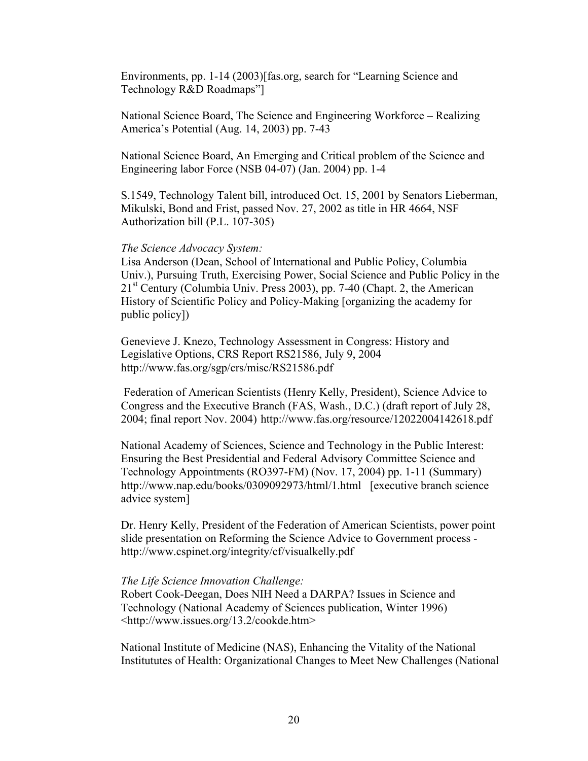Environments, pp. 1-14 (2003)[fas.org, search for "Learning Science and Technology R&D Roadmaps"]

National Science Board, The Science and Engineering Workforce – Realizing America's Potential (Aug. 14, 2003) pp. 7-43

National Science Board, An Emerging and Critical problem of the Science and Engineering labor Force (NSB 04-07) (Jan. 2004) pp. 1-4

S.1549, Technology Talent bill, introduced Oct. 15, 2001 by Senators Lieberman, Mikulski, Bond and Frist, passed Nov. 27, 2002 as title in HR 4664, NSF Authorization bill (P.L. 107-305)

*The Science Advocacy System:*

Lisa Anderson (Dean, School of International and Public Policy, Columbia Univ.), Pursuing Truth, Exercising Power, Social Science and Public Policy in the 21st Century (Columbia Univ. Press 2003), pp. 7-40 (Chapt. 2, the American History of Scientific Policy and Policy-Making [organizing the academy for public policy])

Genevieve J. Knezo, Technology Assessment in Congress: History and Legislative Options, CRS Report RS21586, July 9, 2004 http://www.fas.org/sgp/crs/misc/RS21586.pdf

Federation of American Scientists (Henry Kelly, President), Science Advice to Congress and the Executive Branch (FAS, Wash., D.C.) (draft report of July 28, 2004; final report Nov. 2004) http://www.fas.org/resource/12022004142618.pdf

National Academy of Sciences, Science and Technology in the Public Interest: Ensuring the Best Presidential and Federal Advisory Committee Science and Technology Appointments (RO397-FM) (Nov. 17, 2004) pp. 1-11 (Summary) http://www.nap.edu/books/0309092973/html/1.html [executive branch science advice system]

Dr. Henry Kelly, President of the Federation of American Scientists, power point slide presentation on Reforming the Science Advice to Government process - http://www.cspinet.org/integrity/cf/visualkelly.pdf

*The Life Science Innovation Challenge:*

Robert Cook-Deegan, Does NIH Need a DARPA? Issues in Science and Technology (National Academy of Sciences publication, Winter 1996) <http://www.issues.org/13.2/cookde.htm>

National Institute of Medicine (NAS), Enhancing the Vitality of the National Institututes of Health: Organizational Changes to Meet New Challenges (National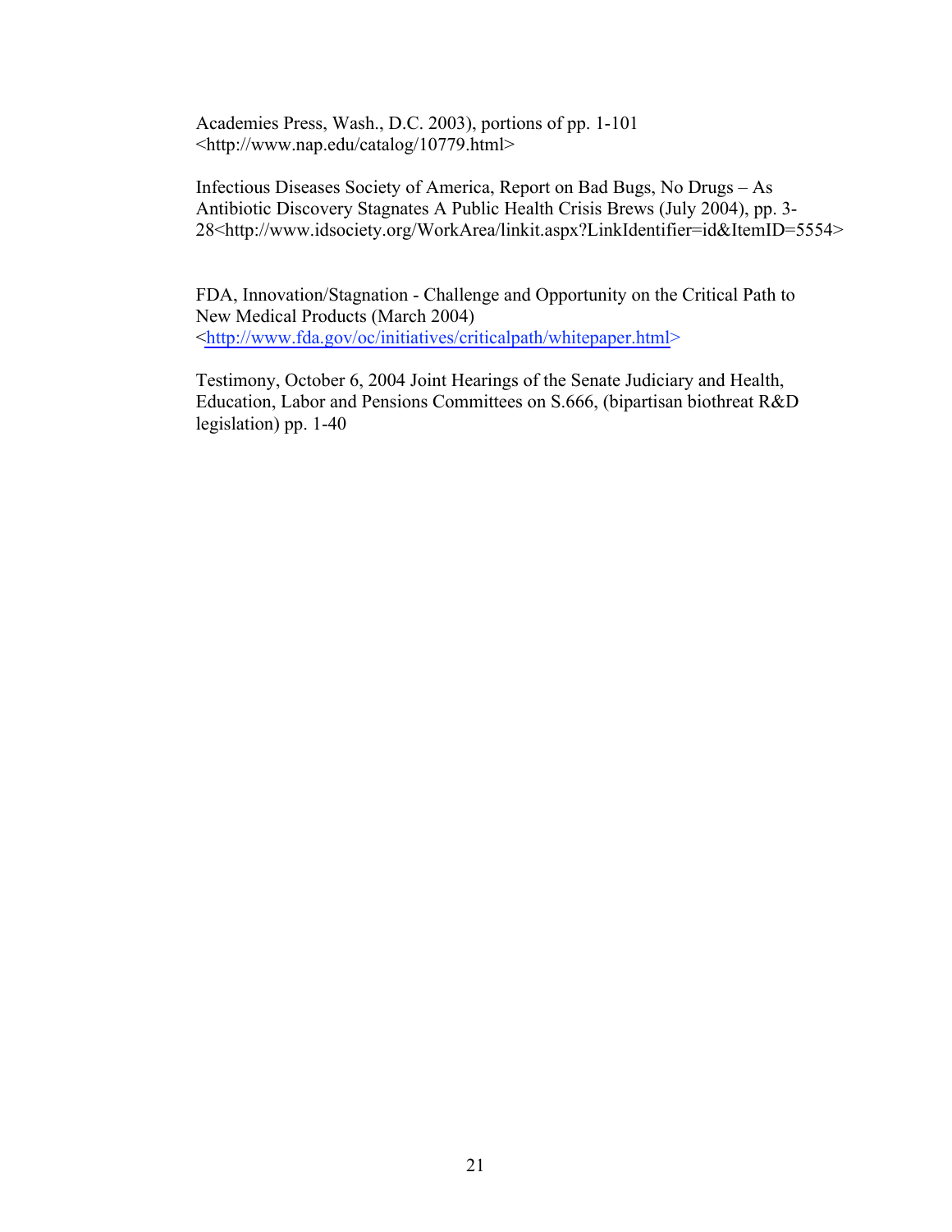Academies Press, Wash., D.C. 2003), portions of pp. 1-101 <http://www.nap.edu/catalog/10779.html>

Infectious Diseases Society of America, Report on Bad Bugs, No Drugs – As Antibiotic Discovery Stagnates A Public Health Crisis Brews (July 2004), pp. 3-28<http://www.idsociety.org/WorkArea/linkit.aspx?LinkIdentifier=id&ItemID=5554>

FDA, Innovation/Stagnation - Challenge and Opportunity on the Critical Path to New Medical Products (March 2004) <http://www.fda.gov/oc/initiatives/criticalpath/whitepaper.html>

Testimony, October 6, 2004 Joint Hearings of the Senate Judiciary and Health, Education, Labor and Pensions Committees on S.666, (bipartisan biothreat R&D legislation) pp. 1-40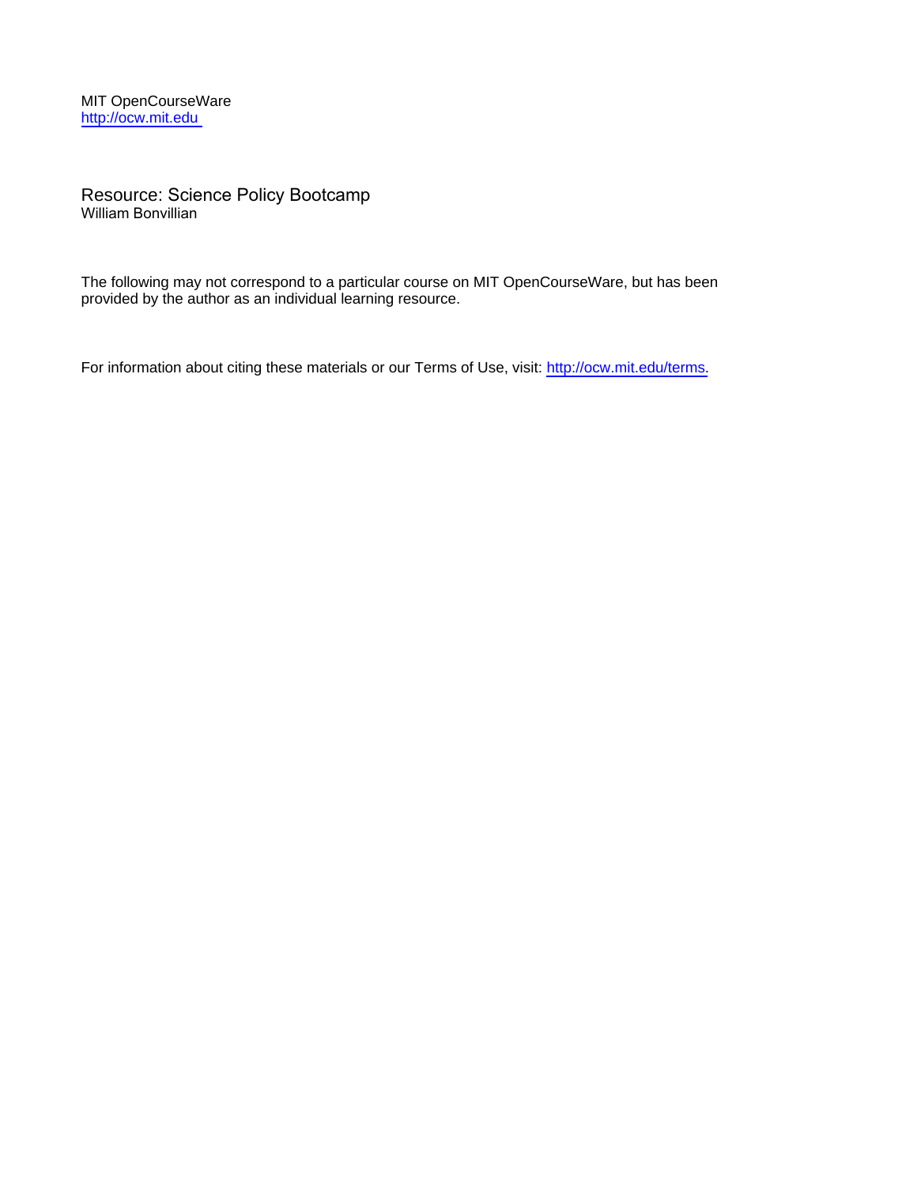MIT OpenCourseWare
http://ocw.mit.edu

Resource: Science Policy Bootcamp
William Bonvillian

The following may not correspond to a particular course on MIT OpenCourseWare, but has been provided by the author as an individual learning resource.

For information about citing these materials or our Terms of Use, visit: http://ocw.mit.edu/terms.